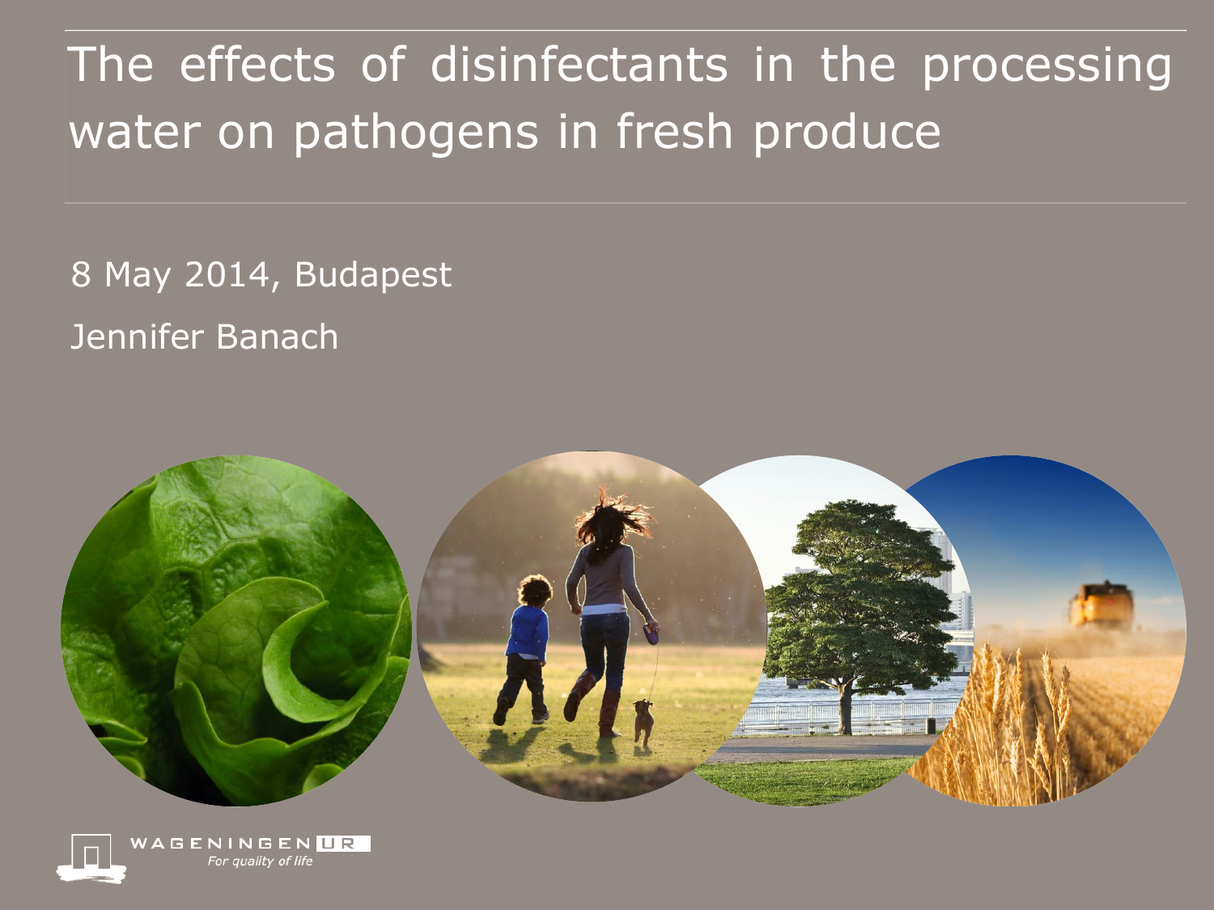# The effects of disinfectants in the processing water on pathogens in fresh produce

8 May 2014, Budapest

Jennifer Banach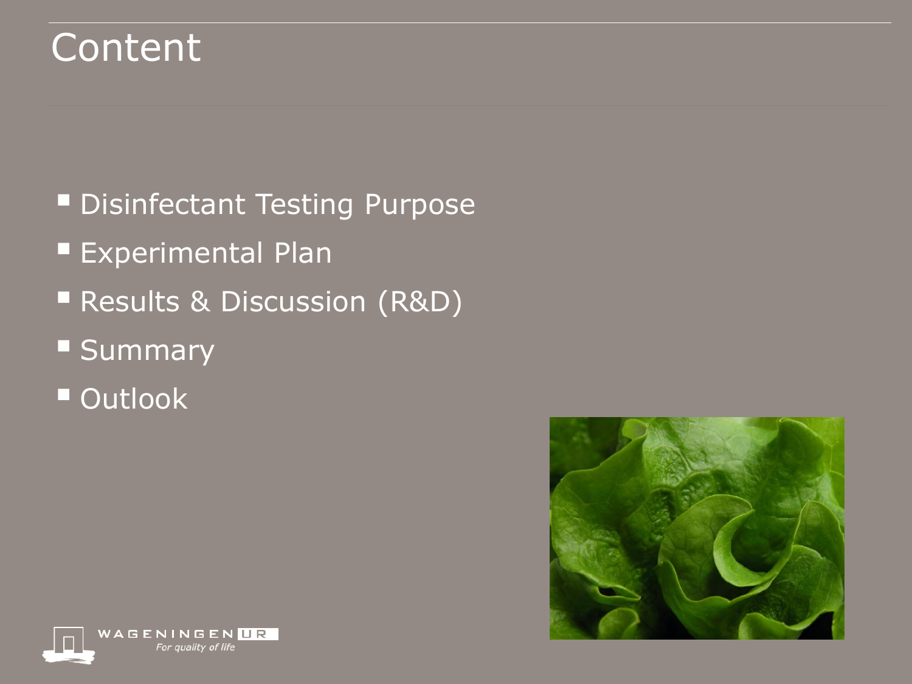# Content

- Disinfectant Testing Purpose
- Experimental Plan
- Results & Discussion (R&D)
- Summary
- Outlook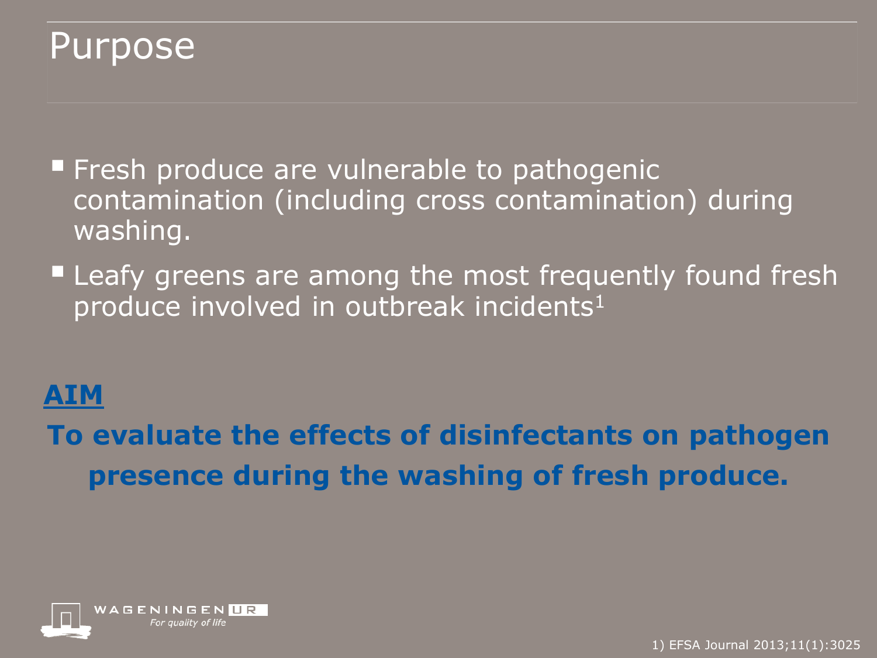# Purpose

- Fresh produce are vulnerable to pathogenic contamination (including cross contamination) during washing.
- Leafy greens are among the most frequently found fresh produce involved in outbreak incidents[1]

**AIM**

**To evaluate the effects of disinfectants on pathogen presence during the washing of fresh produce.**

1) EFSA Journal 2013;11(1):3025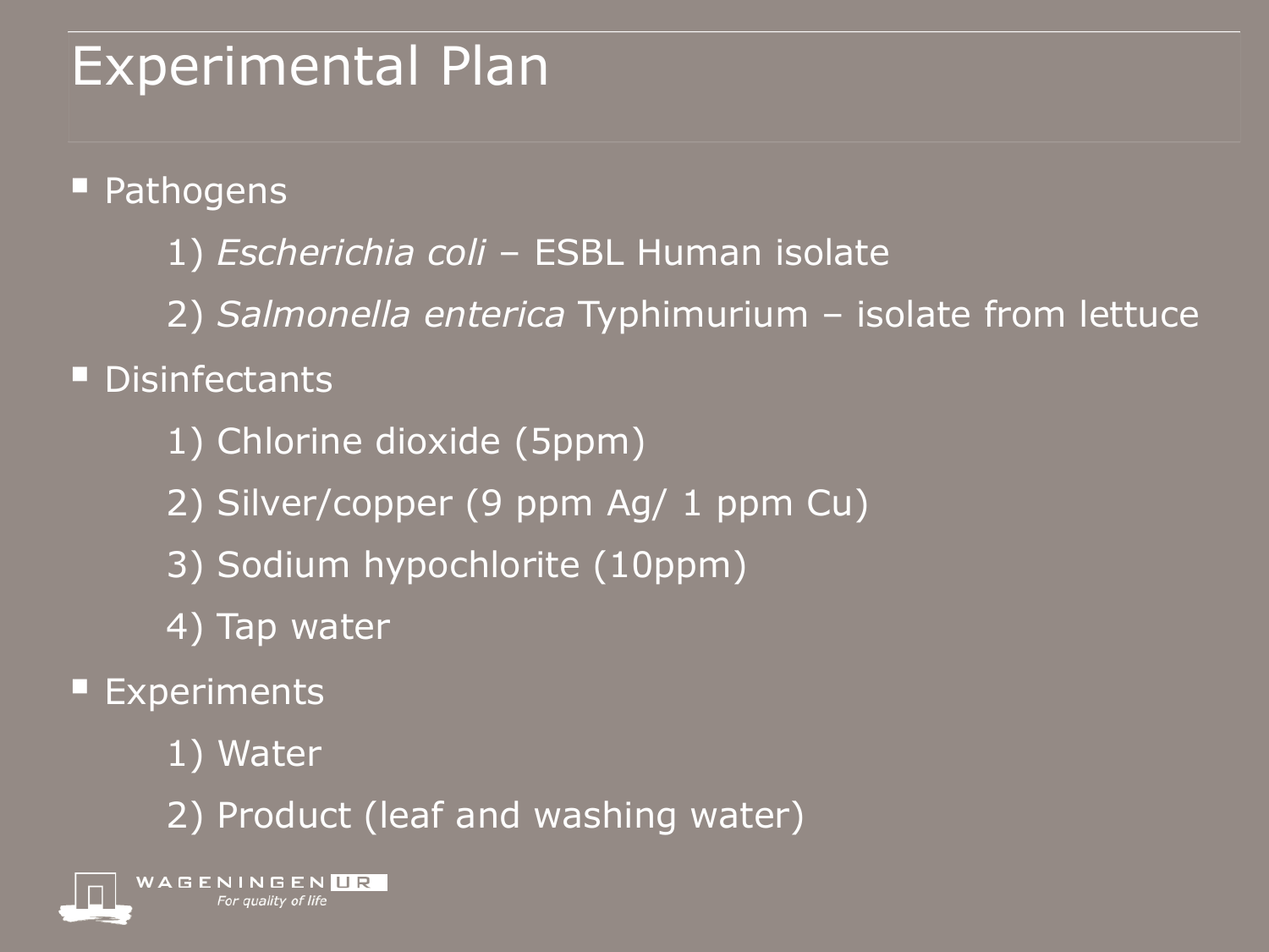# Experimental Plan

- Pathogens
  1) *Escherichia coli* – ESBL Human isolate
  2) *Salmonella enterica* Typhimurium – isolate from lettuce
- Disinfectants
  1) Chlorine dioxide (5ppm)
  2) Silver/copper (9 ppm Ag/ 1 ppm Cu)
  3) Sodium hypochlorite (10ppm)
  4) Tap water
- Experiments
  1) Water
  2) Product (leaf and washing water)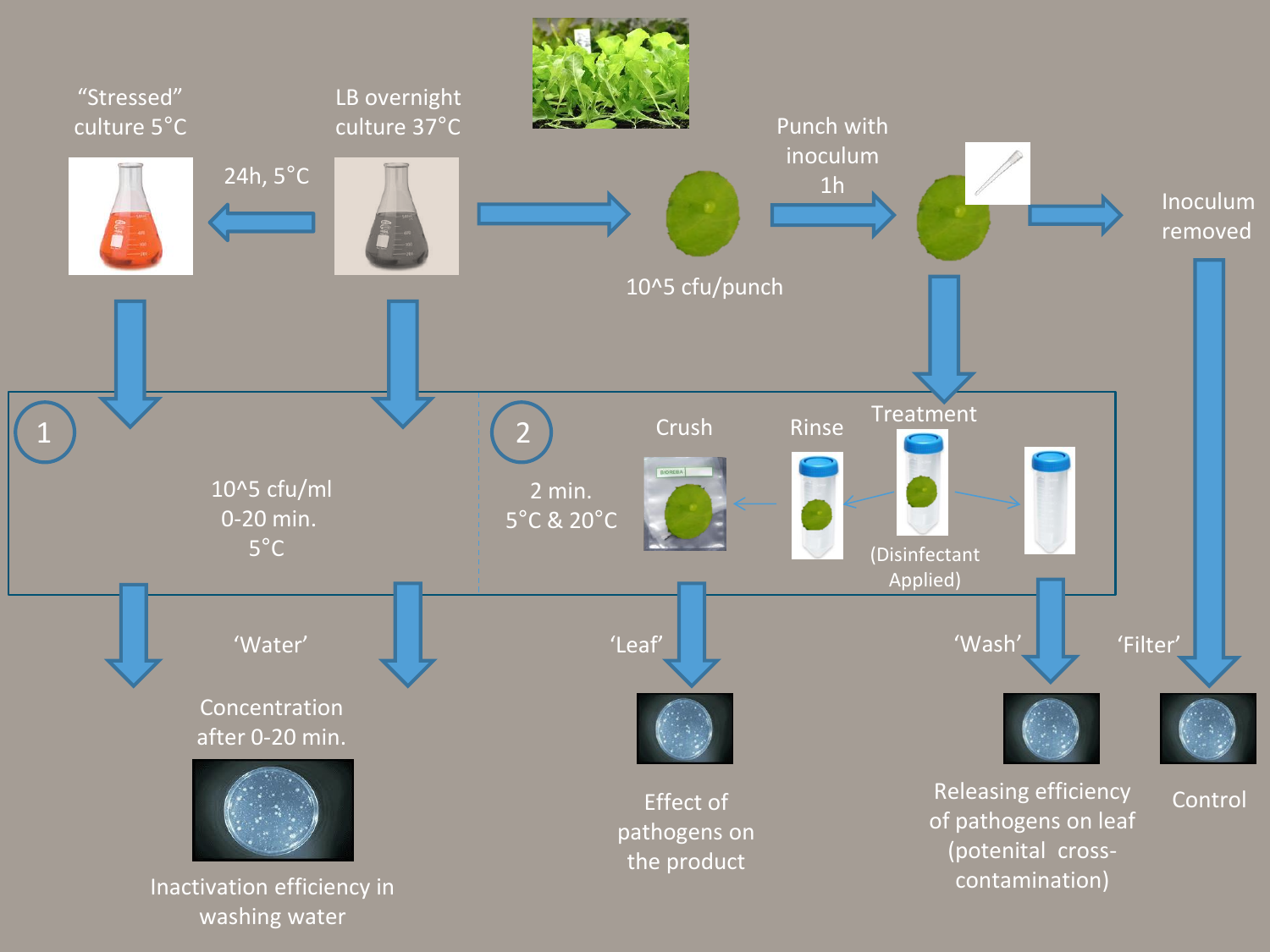"Stressed" culture 5°C

LB overnight culture 37°C

24h, 5°C

$10^5$ cfu/punch

Punch with inoculum 1h

Inoculum removed

1

$10^5$ cfu/ml
0-20 min.
5°C

2

2 min.
5°C & 20°C

Crush

Rinse

Treatment

(Disinfectant Applied)

'Water'

Concentration after 0-20 min.

Inactivation efficiency in washing water

'Leaf'

Effect of pathogens on the product

'Wash'

Releasing efficiency of pathogens on leaf (potenital cross-contamination)

'Filter'

Control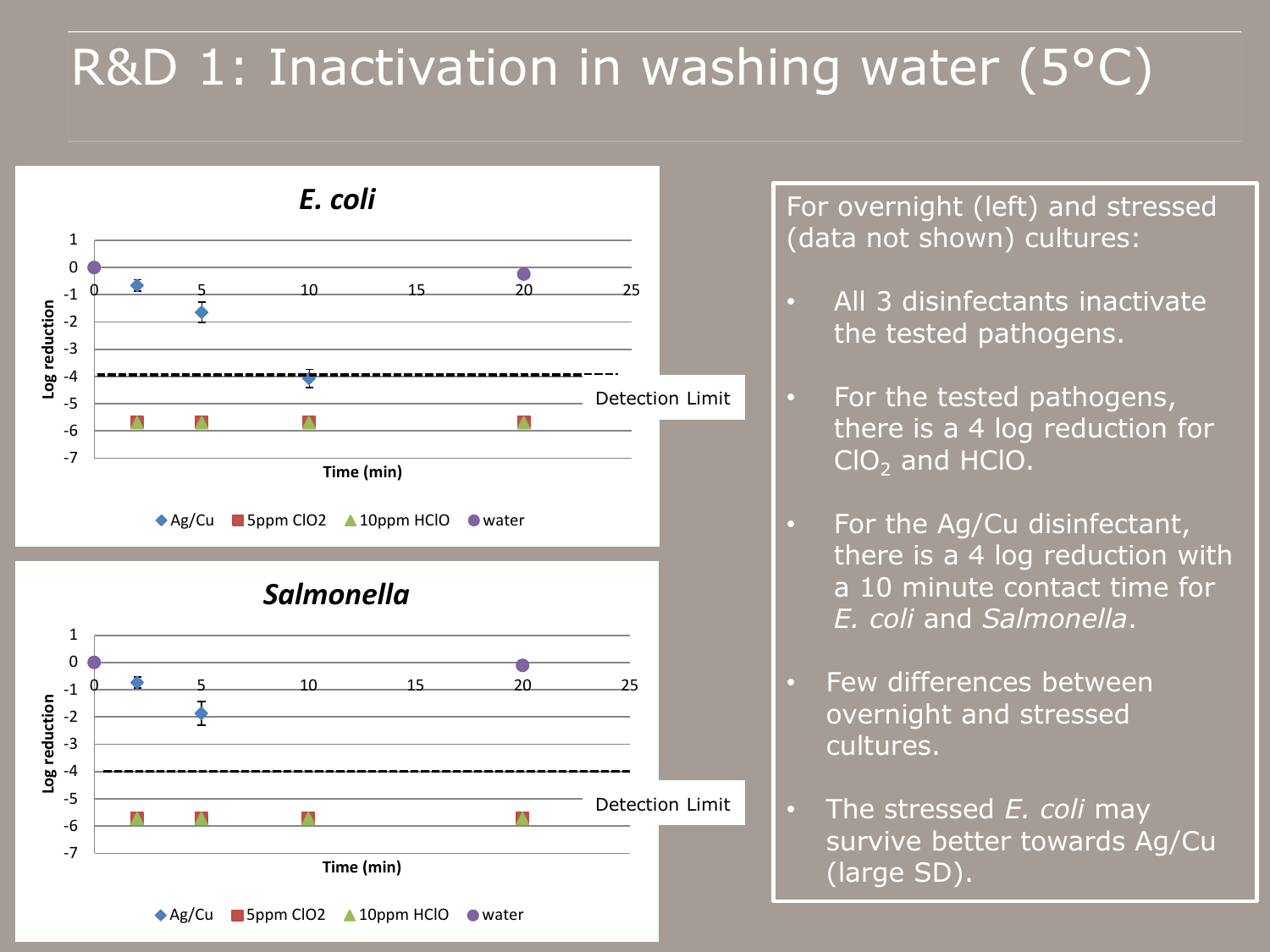# R&D 1: Inactivation in washing water (5°C)

For overnight (left) and stressed (data not shown) cultures:

- All 3 disinfectants inactivate the tested pathogens.
- For the tested pathogens, there is a 4 log reduction for $ClO_2$ and HClO.
- For the Ag/Cu disinfectant, there is a 4 log reduction with a 10 minute contact time for *E. coli* and *Salmonella*.
- Few differences between overnight and stressed cultures.
- The stressed *E. coli* may survive better towards Ag/Cu (large SD).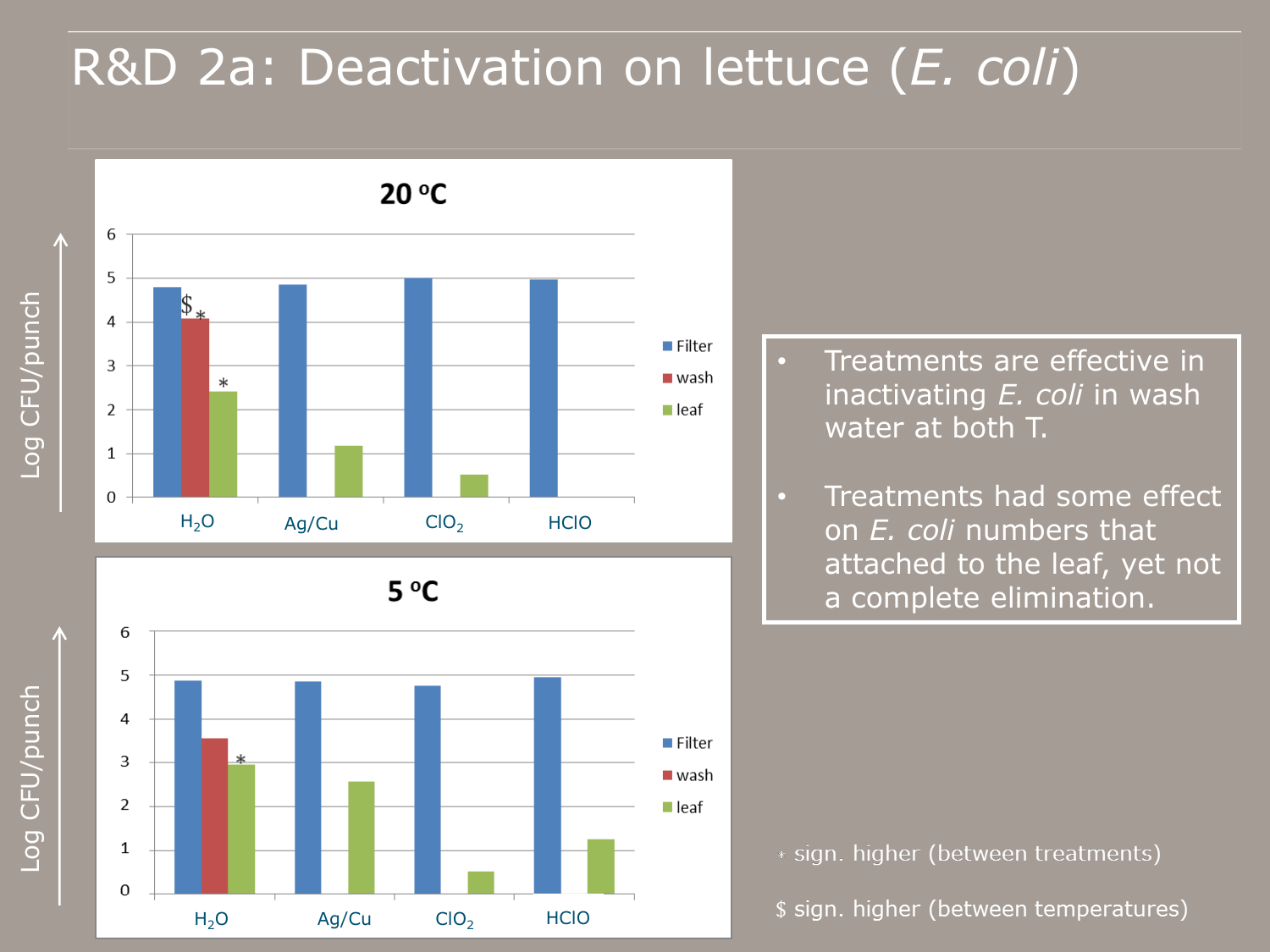# R&D 2a: Deactivation on lettuce (*E. coli*)

**20 °C**

Log CFU/punch

| | Filter | wash | leaf |
|---|---|---|---|
| $H_2O$ | 4.8 | 4.1 $ * | 2.4 * |
| Ag/Cu | 4.85 | | 1.15 |
| $ClO_2$ | 5.0 | | 0.5 |
| HClO | 4.95 | | |

**5 °C**

Log CFU/punch

| | Filter | wash | leaf |
|---|---|---|---|
| $H_2O$ | 4.85 | 3.55 | 2.95 * |
| Ag/Cu | 4.85 | | 2.55 |
| $ClO_2$ | 4.75 | | 0.5 |
| HClO | 4.95 | | 1.25 |

- Treatments are effective in inactivating *E. coli* in wash water at both T.
- Treatments had some effect on *E. coli* numbers that attached to the leaf, yet not a complete elimination.

\* sign. higher (between treatments)

$ sign. higher (between temperatures)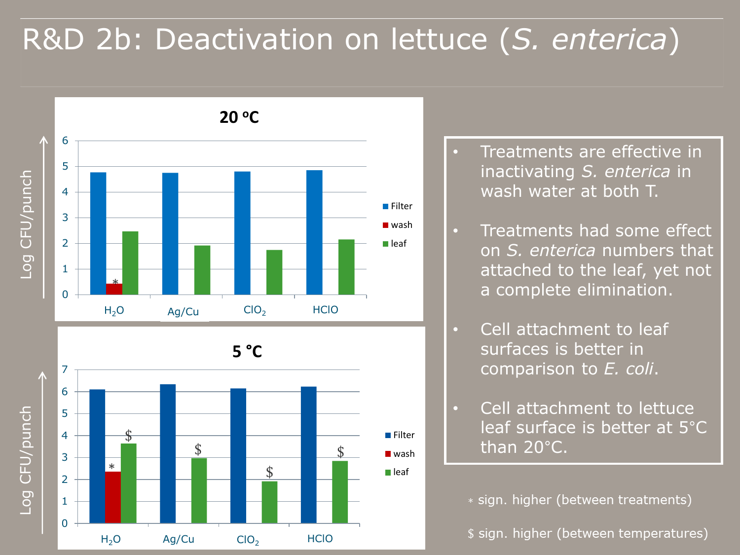# R&D 2b: Deactivation on lettuce (*S. enterica*)

**20 °C**

Log CFU/punch

| | Filter | wash | leaf |
|---|---|---|---|
| $H_2O$ | 4.8 | 0.4 * | 2.5 |
| Ag/Cu | 4.75 | | 1.9 |
| $ClO_2$ | 4.8 | | 1.75 |
| HClO | 4.85 | | 2.15 |

**5 °C**

Log CFU/punch

| | Filter | wash | leaf |
|---|---|---|---|
| $H_2O$ | 6.1 | 2.35 * | 3.65 $ |
| Ag/Cu | 6.3 | | 3.0 $ |
| $ClO_2$ | 6.15 | | 1.9 $ |
| HClO | 6.2 | | 2.85 $ |

- Treatments are effective in inactivating *S. enterica* in wash water at both T.
- Treatments had some effect on *S. enterica* numbers that attached to the leaf, yet not a complete elimination.
- Cell attachment to leaf surfaces is better in comparison to *E. coli*.
- Cell attachment to lettuce leaf surface is better at 5°C than 20°C.

\* sign. higher (between treatments)

$ sign. higher (between temperatures)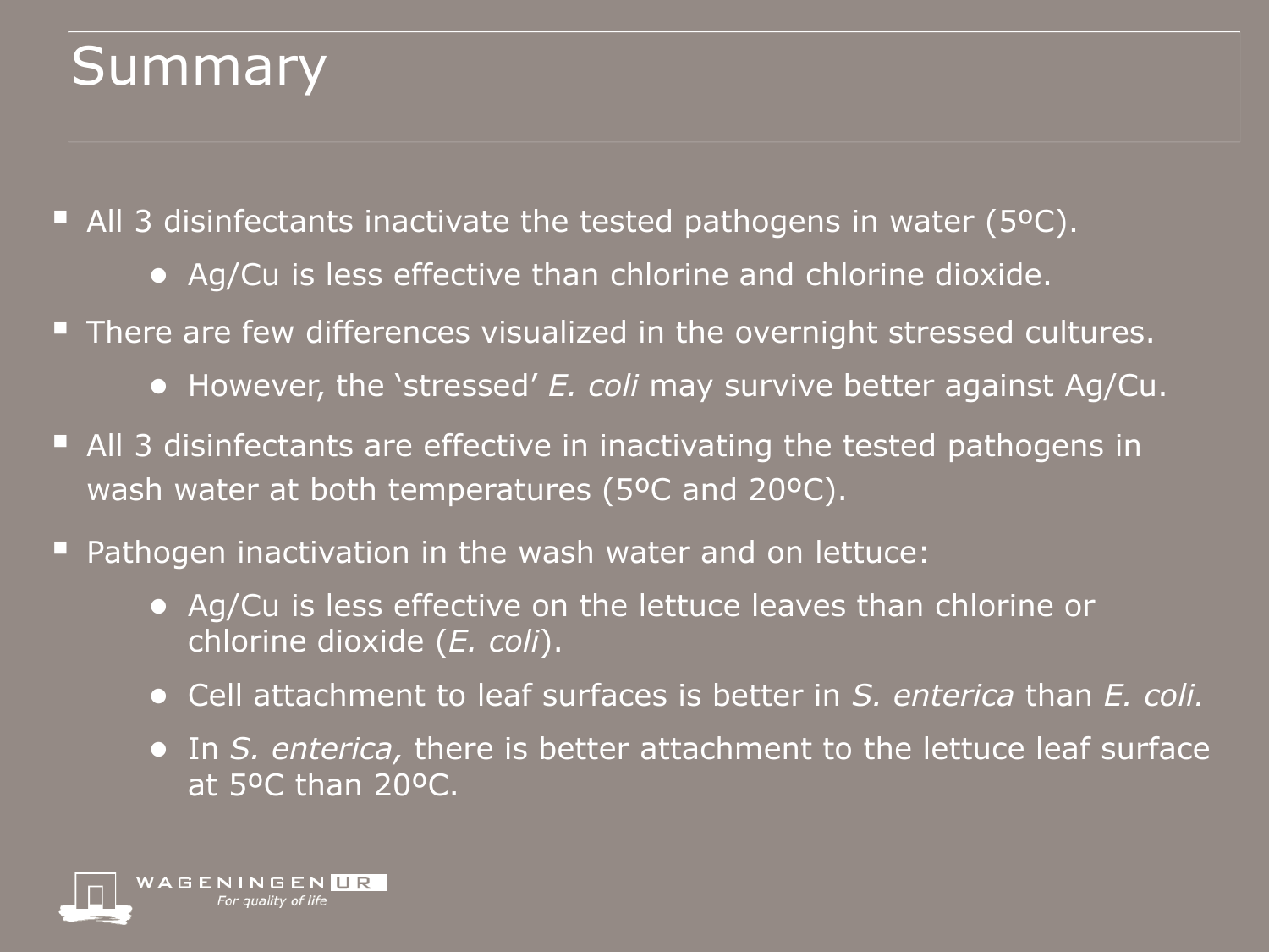# Summary

- All 3 disinfectants inactivate the tested pathogens in water (5ºC).
  - Ag/Cu is less effective than chlorine and chlorine dioxide.
- There are few differences visualized in the overnight stressed cultures.
  - However, the 'stressed' *E. coli* may survive better against Ag/Cu.
- All 3 disinfectants are effective in inactivating the tested pathogens in wash water at both temperatures (5ºC and 20ºC).
- Pathogen inactivation in the wash water and on lettuce:
  - Ag/Cu is less effective on the lettuce leaves than chlorine or chlorine dioxide (*E. coli*).
  - Cell attachment to leaf surfaces is better in *S. enterica* than *E. coli.*
  - In *S. enterica,* there is better attachment to the lettuce leaf surface at 5ºC than 20ºC.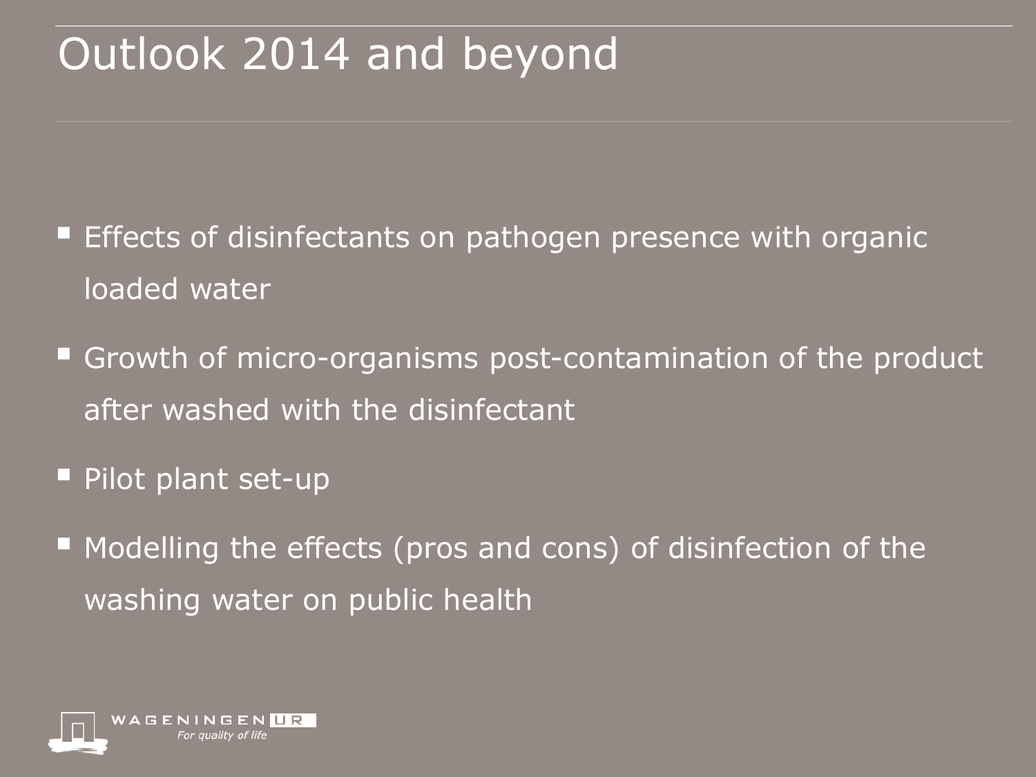# Outlook 2014 and beyond

- Effects of disinfectants on pathogen presence with organic loaded water
- Growth of micro-organisms post-contamination of the product after washed with the disinfectant
- Pilot plant set-up
- Modelling the effects (pros and cons) of disinfection of the washing water on public health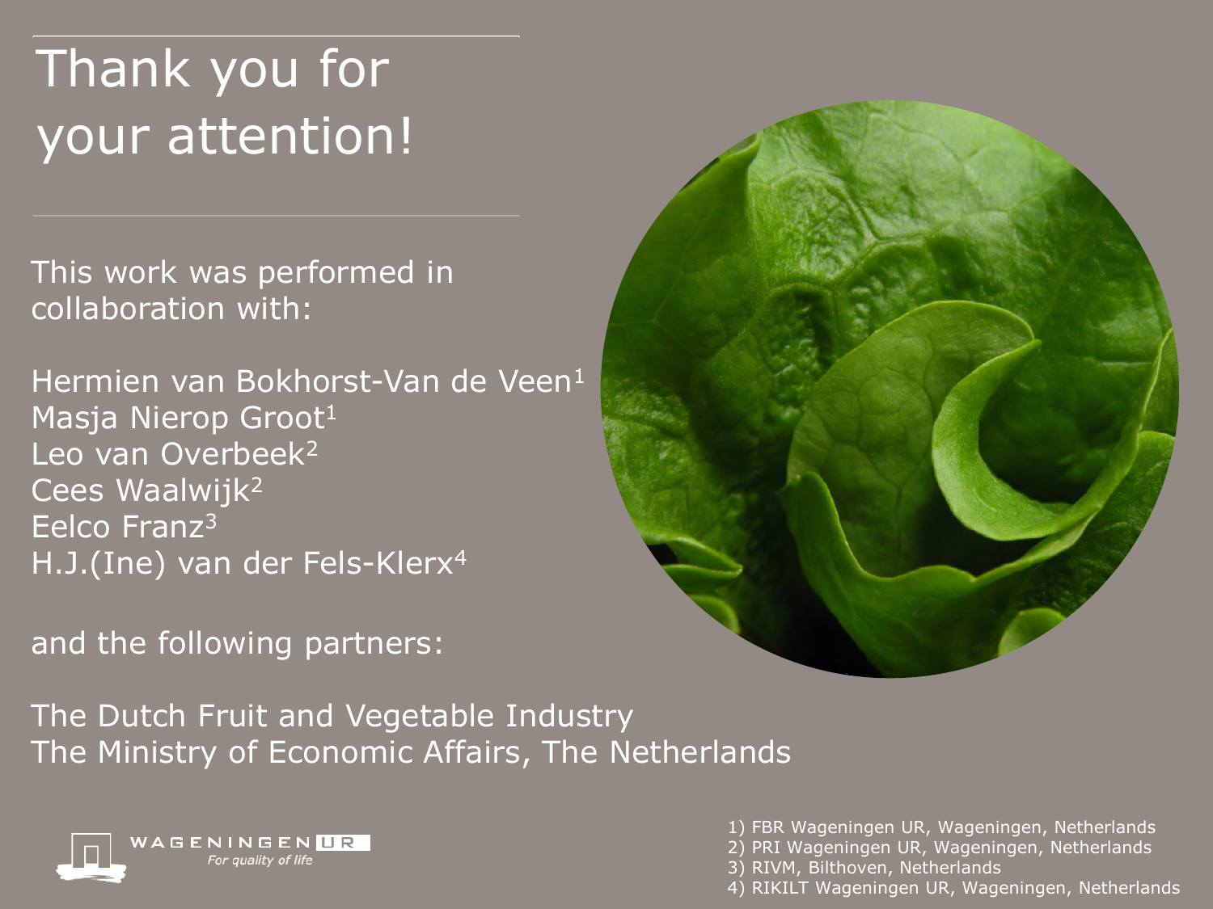# Thank you for your attention!

This work was performed in collaboration with:

Hermien van Bokhorst-Van de Veen[1]
Masja Nierop Groot[1]
Leo van Overbeek[2]
Cees Waalwijk[2]
Eelco Franz[3]
H.J.(Ine) van der Fels-Klerx[4]

and the following partners:

The Dutch Fruit and Vegetable Industry
The Ministry of Economic Affairs, The Netherlands

WAGENINGEN UR
*For quality of life*

1) FBR Wageningen UR, Wageningen, Netherlands
2) PRI Wageningen UR, Wageningen, Netherlands
3) RIVM, Bilthoven, Netherlands
4) RIKILT Wageningen UR, Wageningen, Netherlands